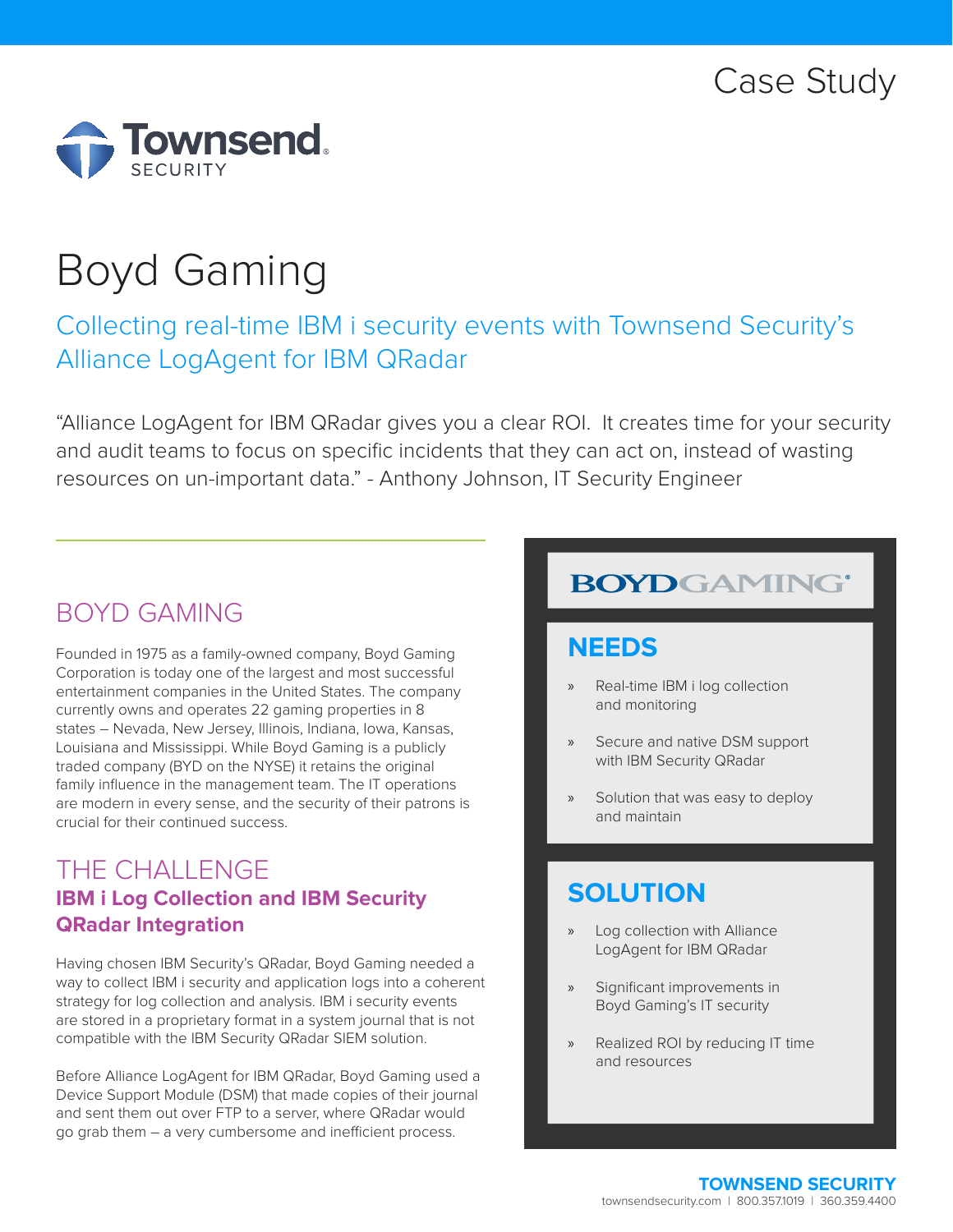Case Study

Townsend SECURITY

# Boyd Gaming

## Collecting real-time IBM i security events with Townsend Security's Alliance LogAgent for IBM QRadar

"Alliance LogAgent for IBM QRadar gives you a clear ROI. It creates time for your security and audit teams to focus on specific incidents that they can act on, instead of wasting resources on un-important data." - Anthony Johnson, IT Security Engineer

## BOYD GAMING

Founded in 1975 as a family-owned company, Boyd Gaming Corporation is today one of the largest and most successful entertainment companies in the United States. The company currently owns and operates 22 gaming properties in 8 states – Nevada, New Jersey, Illinois, Indiana, Iowa, Kansas, Louisiana and Mississippi. While Boyd Gaming is a publicly traded company (BYD on the NYSE) it retains the original family influence in the management team. The IT operations are modern in every sense, and the security of their patrons is crucial for their continued success.

## THE CHALLENGE

### IBM i Log Collection and IBM Security QRadar Integration

Having chosen IBM Security's QRadar, Boyd Gaming needed a way to collect IBM i security and application logs into a coherent strategy for log collection and analysis. IBM i security events are stored in a proprietary format in a system journal that is not compatible with the IBM Security QRadar SIEM solution.

Before Alliance LogAgent for IBM QRadar, Boyd Gaming used a Device Support Module (DSM) that made copies of their journal and sent them out over FTP to a server, where QRadar would go grab them – a very cumbersome and inefficient process.

BOYDGAMING

## NEEDS

- Real-time IBM i log collection and monitoring
- Secure and native DSM support with IBM Security QRadar
- Solution that was easy to deploy and maintain

## SOLUTION

- Log collection with Alliance LogAgent for IBM QRadar
- Significant improvements in Boyd Gaming's IT security
- Realized ROI by reducing IT time and resources

**TOWNSEND SECURITY**
townsendsecurity.com | 800.357.1019 | 360.359.4400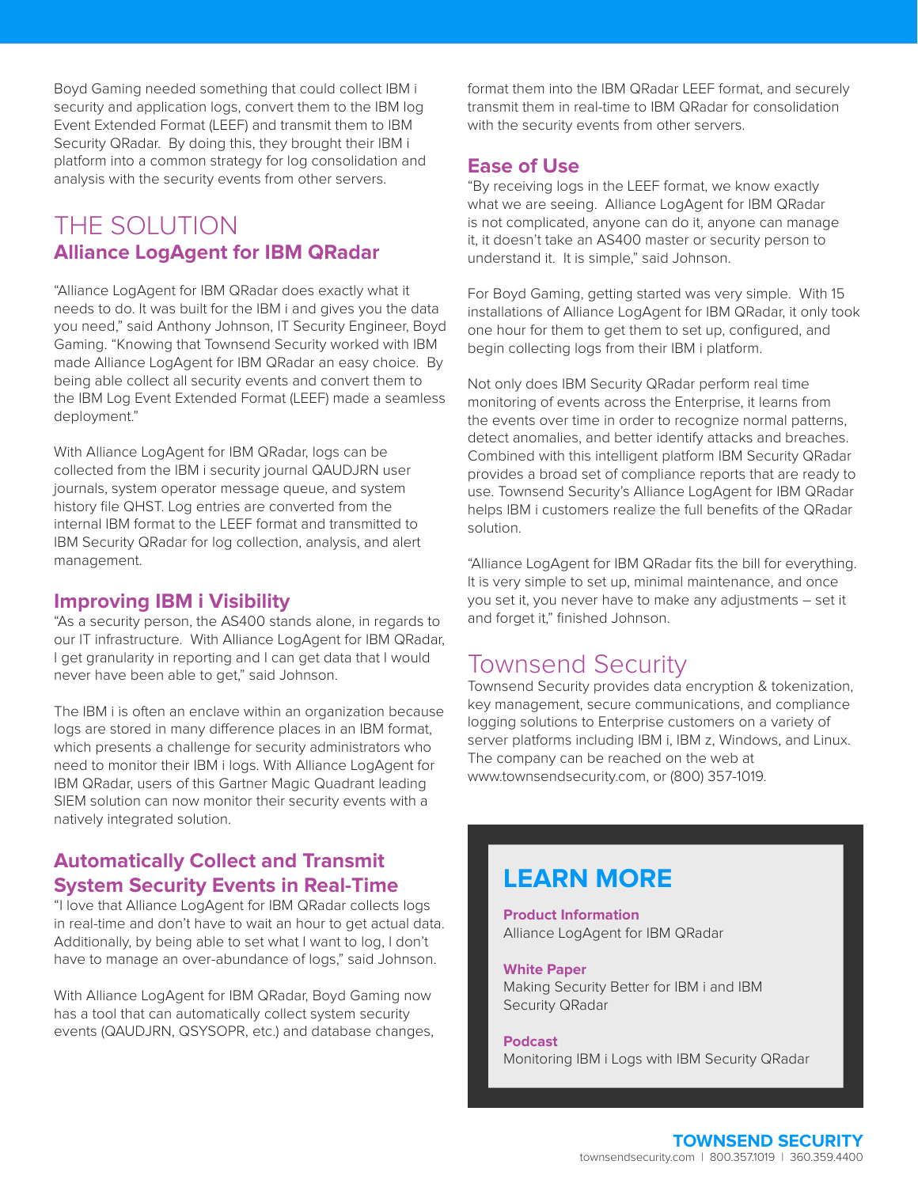Boyd Gaming needed something that could collect IBM i security and application logs, convert them to the IBM log Event Extended Format (LEEF) and transmit them to IBM Security QRadar. By doing this, they brought their IBM i platform into a common strategy for log consolidation and analysis with the security events from other servers.

# THE SOLUTION
## Alliance LogAgent for IBM QRadar

"Alliance LogAgent for IBM QRadar does exactly what it needs to do. It was built for the IBM i and gives you the data you need," said Anthony Johnson, IT Security Engineer, Boyd Gaming. "Knowing that Townsend Security worked with IBM made Alliance LogAgent for IBM QRadar an easy choice. By being able collect all security events and convert them to the IBM Log Event Extended Format (LEEF) made a seamless deployment."

With Alliance LogAgent for IBM QRadar, logs can be collected from the IBM i security journal QAUDJRN user journals, system operator message queue, and system history file QHST. Log entries are converted from the internal IBM format to the LEEF format and transmitted to IBM Security QRadar for log collection, analysis, and alert management.

### Improving IBM i Visibility

"As a security person, the AS400 stands alone, in regards to our IT infrastructure. With Alliance LogAgent for IBM QRadar, I get granularity in reporting and I can get data that I would never have been able to get," said Johnson.

The IBM i is often an enclave within an organization because logs are stored in many difference places in an IBM format, which presents a challenge for security administrators who need to monitor their IBM i logs. With Alliance LogAgent for IBM QRadar, users of this Gartner Magic Quadrant leading SIEM solution can now monitor their security events with a natively integrated solution.

### Automatically Collect and Transmit System Security Events in Real-Time

"I love that Alliance LogAgent for IBM QRadar collects logs in real-time and don't have to wait an hour to get actual data. Additionally, by being able to set what I want to log, I don't have to manage an over-abundance of logs," said Johnson.

With Alliance LogAgent for IBM QRadar, Boyd Gaming now has a tool that can automatically collect system security events (QAUDJRN, QSYSOPR, etc.) and database changes, format them into the IBM QRadar LEEF format, and securely transmit them in real-time to IBM QRadar for consolidation with the security events from other servers.

### Ease of Use

"By receiving logs in the LEEF format, we know exactly what we are seeing. Alliance LogAgent for IBM QRadar is not complicated, anyone can do it, anyone can manage it, it doesn't take an AS400 master or security person to understand it. It is simple," said Johnson.

For Boyd Gaming, getting started was very simple. With 15 installations of Alliance LogAgent for IBM QRadar, it only took one hour for them to get them to set up, configured, and begin collecting logs from their IBM i platform.

Not only does IBM Security QRadar perform real time monitoring of events across the Enterprise, it learns from the events over time in order to recognize normal patterns, detect anomalies, and better identify attacks and breaches. Combined with this intelligent platform IBM Security QRadar provides a broad set of compliance reports that are ready to use. Townsend Security's Alliance LogAgent for IBM QRadar helps IBM i customers realize the full benefits of the QRadar solution.

"Alliance LogAgent for IBM QRadar fits the bill for everything. It is very simple to set up, minimal maintenance, and once you set it, you never have to make any adjustments – set it and forget it," finished Johnson.

# Townsend Security

Townsend Security provides data encryption & tokenization, key management, secure communications, and compliance logging solutions to Enterprise customers on a variety of server platforms including IBM i, IBM z, Windows, and Linux. The company can be reached on the web at www.townsendsecurity.com, or (800) 357-1019.

## LEARN MORE

**Product Information**
Alliance LogAgent for IBM QRadar

**White Paper**
Making Security Better for IBM i and IBM Security QRadar

**Podcast**
Monitoring IBM i Logs with IBM Security QRadar

**TOWNSEND SECURITY**
townsendsecurity.com | 800.357.1019 | 360.359.4400